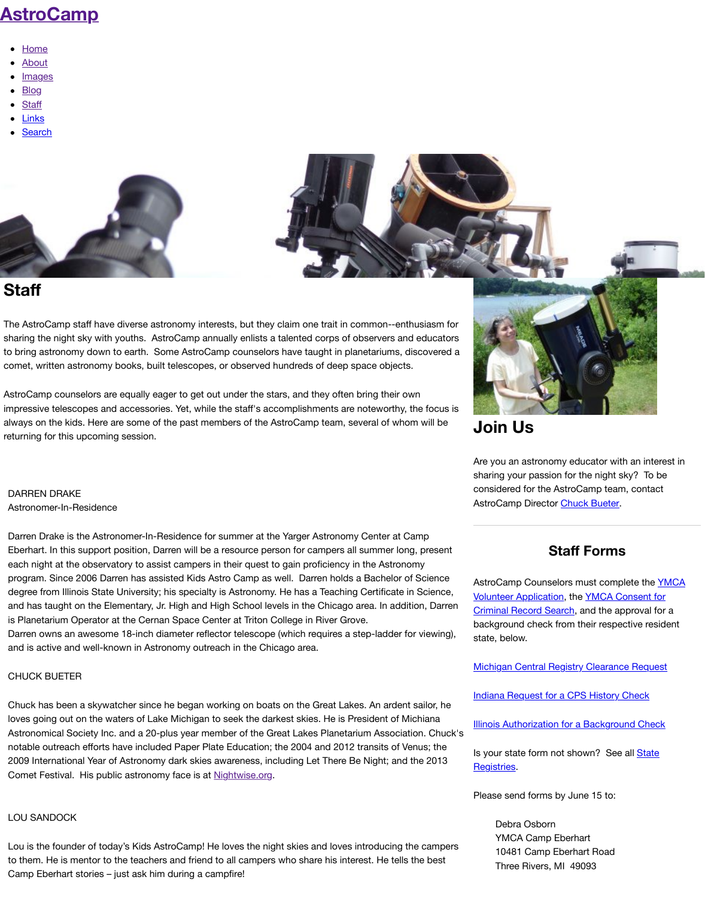# AstroCamp

- Home
- About
- Images
- Blog
- Staff
- Links
- Search

## Staff

The AstroCamp staff have diverse astronomy interests, but they claim one trait in common--enthusiasm for sharing the night sky with youths. AstroCamp annually enlists a talented corps of observers and educators to bring astronomy down to earth. Some AstroCamp counselors have taught in planetariums, discovered a comet, written astronomy books, built telescopes, or observed hundreds of deep space objects.

AstroCamp counselors are equally eager to get out under the stars, and they often bring their own impressive telescopes and accessories. Yet, while the staff's accomplishments are noteworthy, the focus is always on the kids. Here are some of the past members of the AstroCamp team, several of whom will be returning for this upcoming session.

DARREN DRAKE
Astronomer-In-Residence

Darren Drake is the Astronomer-In-Residence for summer at the Yarger Astronomy Center at Camp Eberhart. In this support position, Darren will be a resource person for campers all summer long, present each night at the observatory to assist campers in their quest to gain proficiency in the Astronomy program. Since 2006 Darren has assisted Kids Astro Camp as well. Darren holds a Bachelor of Science degree from Illinois State University; his specialty is Astronomy. He has a Teaching Certificate in Science, and has taught on the Elementary, Jr. High and High School levels in the Chicago area. In addition, Darren is Planetarium Operator at the Cernan Space Center at Triton College in River Grove.
Darren owns an awesome 18-inch diameter reflector telescope (which requires a step-ladder for viewing), and is active and well-known in Astronomy outreach in the Chicago area.

CHUCK BUETER

Chuck has been a skywatcher since he began working on boats on the Great Lakes. An ardent sailor, he loves going out on the waters of Lake Michigan to seek the darkest skies. He is President of Michiana Astronomical Society Inc. and a 20-plus year member of the Great Lakes Planetarium Association. Chuck's notable outreach efforts have included Paper Plate Education; the 2004 and 2012 transits of Venus; the 2009 International Year of Astronomy dark skies awareness, including Let There Be Night; and the 2013 Comet Festival. His public astronomy face is at Nightwise.org.

LOU SANDOCK

Lou is the founder of today's Kids AstroCamp! He loves the night skies and loves introducing the campers to them. He is mentor to the teachers and friend to all campers who share his interest. He tells the best Camp Eberhart stories – just ask him during a campfire!

## Join Us

Are you an astronomy educator with an interest in sharing your passion for the night sky? To be considered for the AstroCamp team, contact AstroCamp Director Chuck Bueter.

### Staff Forms

AstroCamp Counselors must complete the YMCA Volunteer Application, the YMCA Consent for Criminal Record Search, and the approval for a background check from their respective resident state, below.

Michigan Central Registry Clearance Request

Indiana Request for a CPS History Check

Illinois Authorization for a Background Check

Is your state form not shown? See all State Registries.

Please send forms by June 15 to:

Debra Osborn
YMCA Camp Eberhart
10481 Camp Eberhart Road
Three Rivers, MI 49093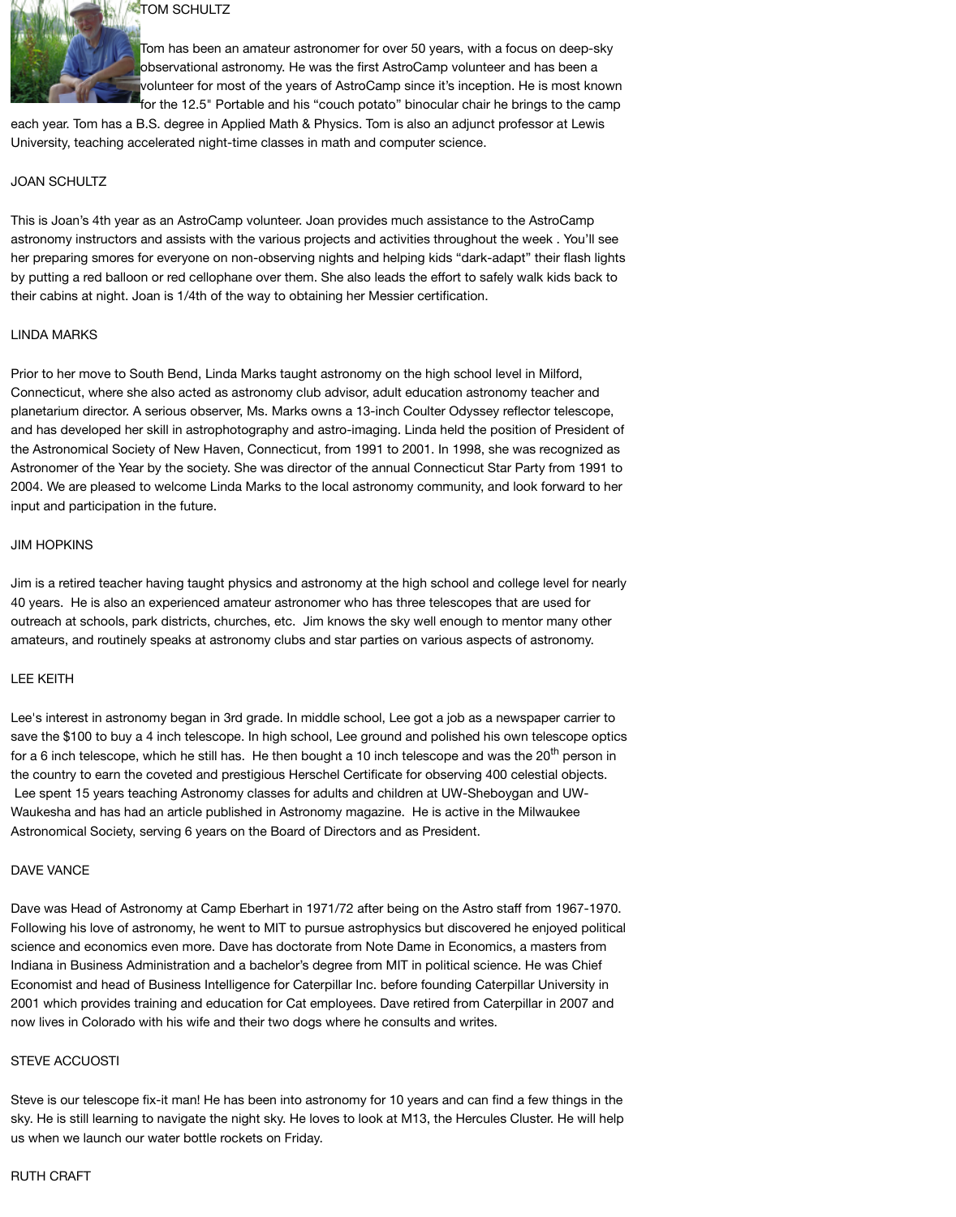TOM SCHULTZ

Tom has been an amateur astronomer for over 50 years, with a focus on deep-sky observational astronomy. He was the first AstroCamp volunteer and has been a volunteer for most of the years of AstroCamp since it's inception. He is most known for the 12.5" Portable and his "couch potato" binocular chair he brings to the camp each year. Tom has a B.S. degree in Applied Math & Physics. Tom is also an adjunct professor at Lewis University, teaching accelerated night-time classes in math and computer science.

JOAN SCHULTZ

This is Joan's 4th year as an AstroCamp volunteer. Joan provides much assistance to the AstroCamp astronomy instructors and assists with the various projects and activities throughout the week . You'll see her preparing smores for everyone on non-observing nights and helping kids "dark-adapt" their flash lights by putting a red balloon or red cellophane over them. She also leads the effort to safely walk kids back to their cabins at night. Joan is 1/4th of the way to obtaining her Messier certification.

LINDA MARKS

Prior to her move to South Bend, Linda Marks taught astronomy on the high school level in Milford, Connecticut, where she also acted as astronomy club advisor, adult education astronomy teacher and planetarium director. A serious observer, Ms. Marks owns a 13-inch Coulter Odyssey reflector telescope, and has developed her skill in astrophotography and astro-imaging. Linda held the position of President of the Astronomical Society of New Haven, Connecticut, from 1991 to 2001. In 1998, she was recognized as Astronomer of the Year by the society. She was director of the annual Connecticut Star Party from 1991 to 2004. We are pleased to welcome Linda Marks to the local astronomy community, and look forward to her input and participation in the future.

JIM HOPKINS

Jim is a retired teacher having taught physics and astronomy at the high school and college level for nearly 40 years. He is also an experienced amateur astronomer who has three telescopes that are used for outreach at schools, park districts, churches, etc. Jim knows the sky well enough to mentor many other amateurs, and routinely speaks at astronomy clubs and star parties on various aspects of astronomy.

LEE KEITH

Lee's interest in astronomy began in 3rd grade. In middle school, Lee got a job as a newspaper carrier to save the $100 to buy a 4 inch telescope. In high school, Lee ground and polished his own telescope optics for a 6 inch telescope, which he still has. He then bought a 10 inch telescope and was the 20th person in the country to earn the coveted and prestigious Herschel Certificate for observing 400 celestial objects. Lee spent 15 years teaching Astronomy classes for adults and children at UW-Sheboygan and UW-Waukesha and has had an article published in Astronomy magazine. He is active in the Milwaukee Astronomical Society, serving 6 years on the Board of Directors and as President.

DAVE VANCE

Dave was Head of Astronomy at Camp Eberhart in 1971/72 after being on the Astro staff from 1967-1970. Following his love of astronomy, he went to MIT to pursue astrophysics but discovered he enjoyed political science and economics even more. Dave has doctorate from Note Dame in Economics, a masters from Indiana in Business Administration and a bachelor's degree from MIT in political science. He was Chief Economist and head of Business Intelligence for Caterpillar Inc. before founding Caterpillar University in 2001 which provides training and education for Cat employees. Dave retired from Caterpillar in 2007 and now lives in Colorado with his wife and their two dogs where he consults and writes.

STEVE ACCUOSTI

Steve is our telescope fix-it man! He has been into astronomy for 10 years and can find a few things in the sky. He is still learning to navigate the night sky. He loves to look at M13, the Hercules Cluster. He will help us when we launch our water bottle rockets on Friday.

RUTH CRAFT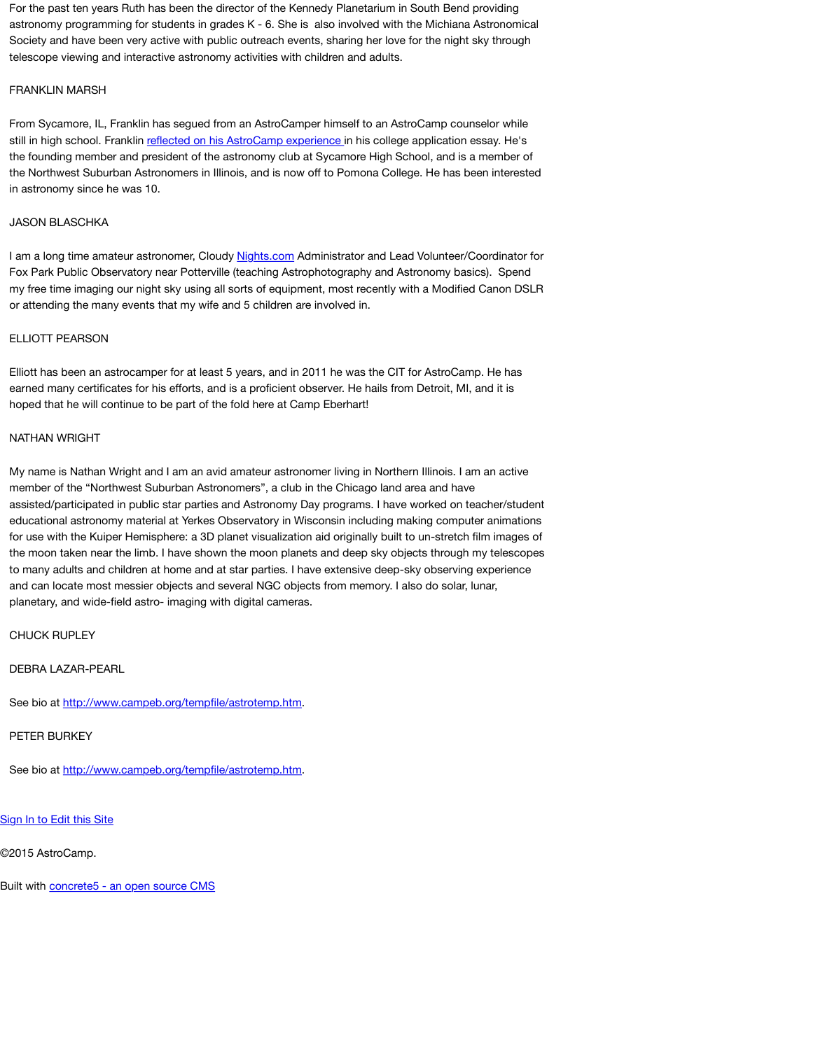For the past ten years Ruth has been the director of the Kennedy Planetarium in South Bend providing astronomy programming for students in grades K - 6. She is also involved with the Michiana Astronomical Society and have been very active with public outreach events, sharing her love for the night sky through telescope viewing and interactive astronomy activities with children and adults.

FRANKLIN MARSH

From Sycamore, IL, Franklin has segued from an AstroCamper himself to an AstroCamp counselor while still in high school. Franklin [reflected on his AstroCamp experience ]in his college application essay. He's the founding member and president of the astronomy club at Sycamore High School, and is a member of the Northwest Suburban Astronomers in Illinois, and is now off to Pomona College. He has been interested in astronomy since he was 10.

JASON BLASCHKA

I am a long time amateur astronomer, Cloudy Nights.com Administrator and Lead Volunteer/Coordinator for Fox Park Public Observatory near Potterville (teaching Astrophotography and Astronomy basics). Spend my free time imaging our night sky using all sorts of equipment, most recently with a Modified Canon DSLR or attending the many events that my wife and 5 children are involved in.

ELLIOTT PEARSON

Elliott has been an astrocamper for at least 5 years, and in 2011 he was the CIT for AstroCamp. He has earned many certificates for his efforts, and is a proficient observer. He hails from Detroit, MI, and it is hoped that he will continue to be part of the fold here at Camp Eberhart!

NATHAN WRIGHT

My name is Nathan Wright and I am an avid amateur astronomer living in Northern Illinois. I am an active member of the "Northwest Suburban Astronomers", a club in the Chicago land area and have assisted/participated in public star parties and Astronomy Day programs. I have worked on teacher/student educational astronomy material at Yerkes Observatory in Wisconsin including making computer animations for use with the Kuiper Hemisphere: a 3D planet visualization aid originally built to un-stretch film images of the moon taken near the limb. I have shown the moon planets and deep sky objects through my telescopes to many adults and children at home and at star parties. I have extensive deep-sky observing experience and can locate most messier objects and several NGC objects from memory. I also do solar, lunar, planetary, and wide-field astro- imaging with digital cameras.

CHUCK RUPLEY

DEBRA LAZAR-PEARL

See bio at http://www.campeb.org/tempfile/astrotemp.htm.

PETER BURKEY

See bio at http://www.campeb.org/tempfile/astrotemp.htm.

Sign In to Edit this Site

©2015 AstroCamp.

Built with concrete5 - an open source CMS